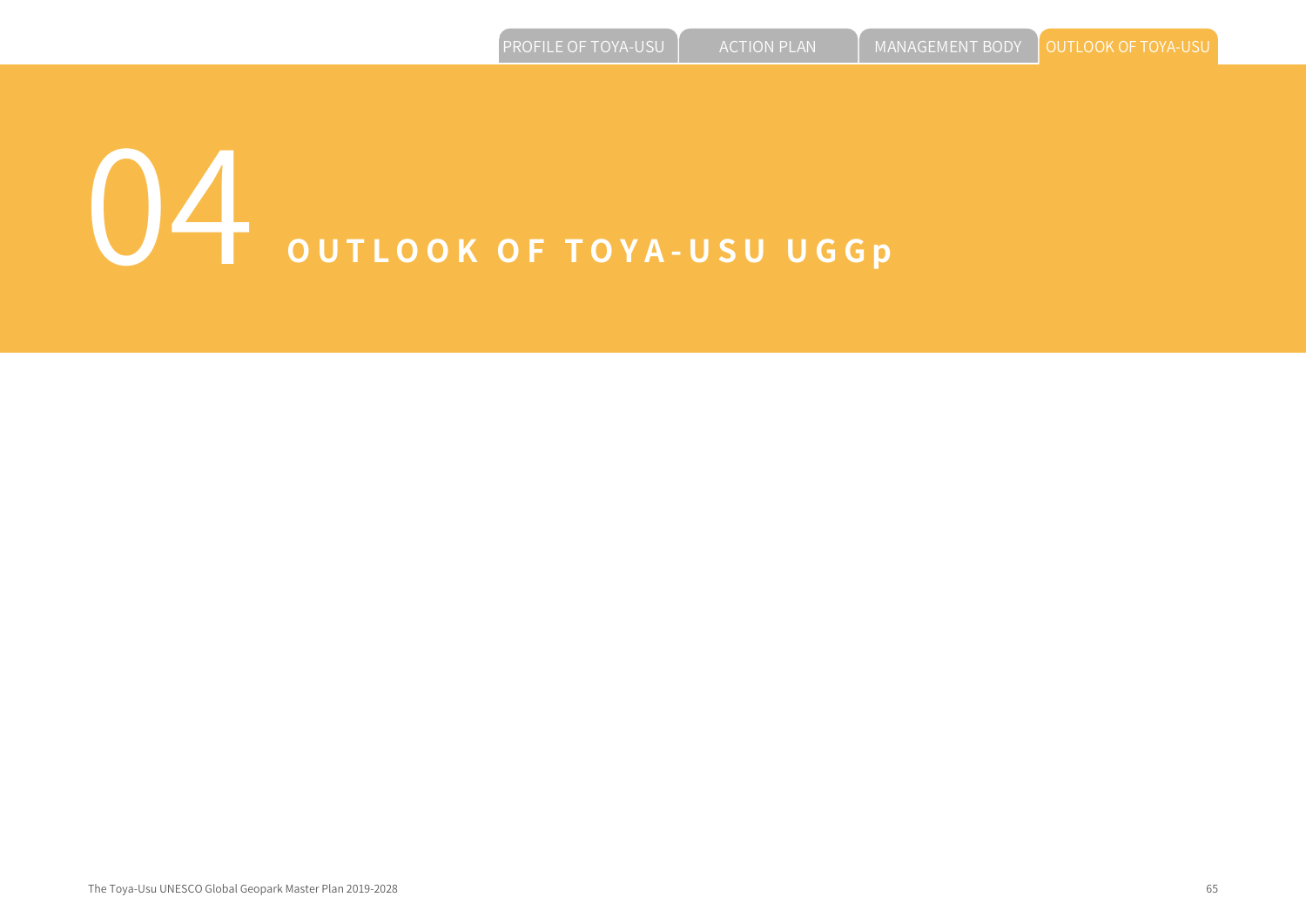# 04 OUTLOOK OF TOYA-USU UGGp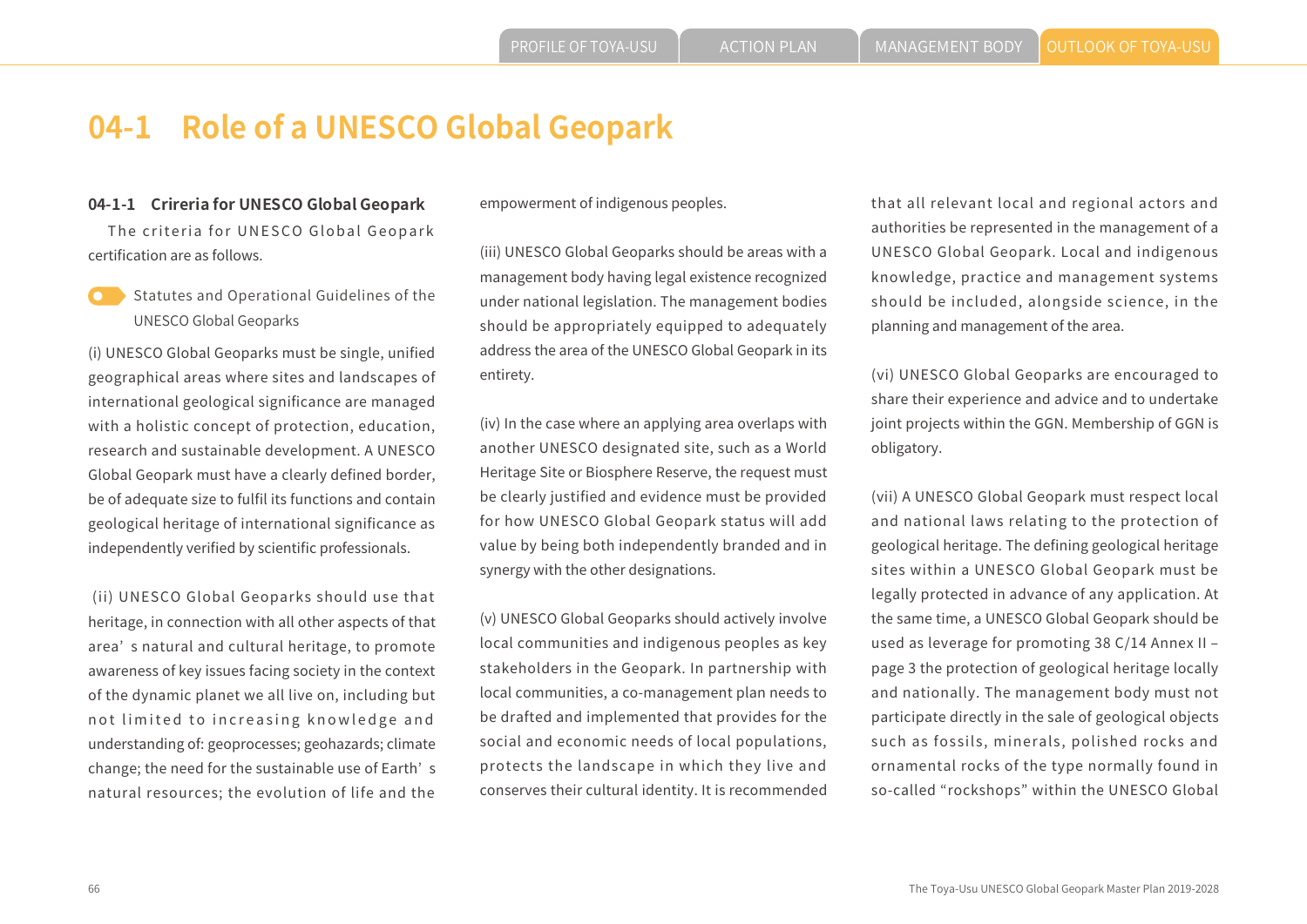# 04-1 Role of a UNESCO Global Geopark

### 04-1-1 Crireria for UNESCO Global Geopark

The criteria for UNESCO Global Geopark certification are as follows.

**Statutes and Operational Guidelines of the UNESCO Global Geoparks**

(i) UNESCO Global Geoparks must be single, unified geographical areas where sites and landscapes of international geological significance are managed with a holistic concept of protection, education, research and sustainable development. A UNESCO Global Geopark must have a clearly defined border, be of adequate size to fulfil its functions and contain geological heritage of international significance as independently verified by scientific professionals.

(ii) UNESCO Global Geoparks should use that heritage, in connection with all other aspects of that area's natural and cultural heritage, to promote awareness of key issues facing society in the context of the dynamic planet we all live on, including but not limited to increasing knowledge and understanding of: geoprocesses; geohazards; climate change; the need for the sustainable use of Earth's natural resources; the evolution of life and the empowerment of indigenous peoples.

(iii) UNESCO Global Geoparks should be areas with a management body having legal existence recognized under national legislation. The management bodies should be appropriately equipped to adequately address the area of the UNESCO Global Geopark in its entirety.

(iv) In the case where an applying area overlaps with another UNESCO designated site, such as a World Heritage Site or Biosphere Reserve, the request must be clearly justified and evidence must be provided for how UNESCO Global Geopark status will add value by being both independently branded and in synergy with the other designations.

(v) UNESCO Global Geoparks should actively involve local communities and indigenous peoples as key stakeholders in the Geopark. In partnership with local communities, a co-management plan needs to be drafted and implemented that provides for the social and economic needs of local populations, protects the landscape in which they live and conserves their cultural identity. It is recommended that all relevant local and regional actors and authorities be represented in the management of a UNESCO Global Geopark. Local and indigenous knowledge, practice and management systems should be included, alongside science, in the planning and management of the area.

(vi) UNESCO Global Geoparks are encouraged to share their experience and advice and to undertake joint projects within the GGN. Membership of GGN is obligatory.

(vii) A UNESCO Global Geopark must respect local and national laws relating to the protection of geological heritage. The defining geological heritage sites within a UNESCO Global Geopark must be legally protected in advance of any application. At the same time, a UNESCO Global Geopark should be used as leverage for promoting 38 C/14 Annex II – page 3 the protection of geological heritage locally and nationally. The management body must not participate directly in the sale of geological objects such as fossils, minerals, polished rocks and ornamental rocks of the type normally found in so-called "rockshops" within the UNESCO Global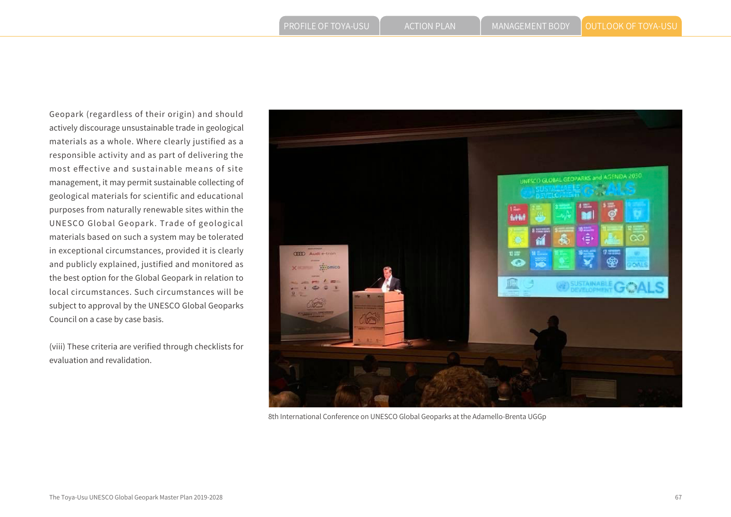Geopark (regardless of their origin) and should actively discourage unsustainable trade in geological materials as a whole. Where clearly justified as a responsible activity and as part of delivering the most effective and sustainable means of site management, it may permit sustainable collecting of geological materials for scientific and educational purposes from naturally renewable sites within the UNESCO Global Geopark. Trade of geological materials based on such a system may be tolerated in exceptional circumstances, provided it is clearly and publicly explained, justified and monitored as the best option for the Global Geopark in relation to local circumstances. Such circumstances will be subject to approval by the UNESCO Global Geoparks Council on a case by case basis.

(viii) These criteria are verified through checklists for evaluation and revalidation.

8th International Conference on UNESCO Global Geoparks at the Adamello-Brenta UGGp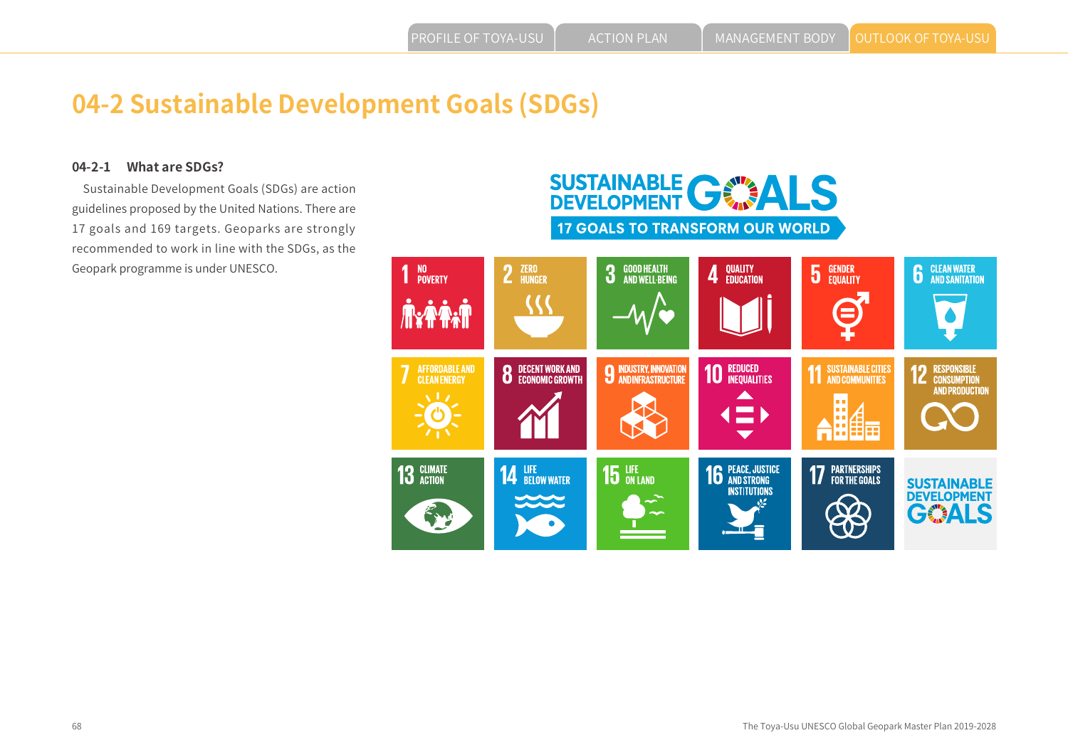# 04-2 Sustainable Development Goals (SDGs)

### 04-2-1 What are SDGs?

Sustainable Development Goals (SDGs) are action guidelines proposed by the United Nations. There are 17 goals and 169 targets. Geoparks are strongly recommended to work in line with the SDGs, as the Geopark programme is under UNESCO.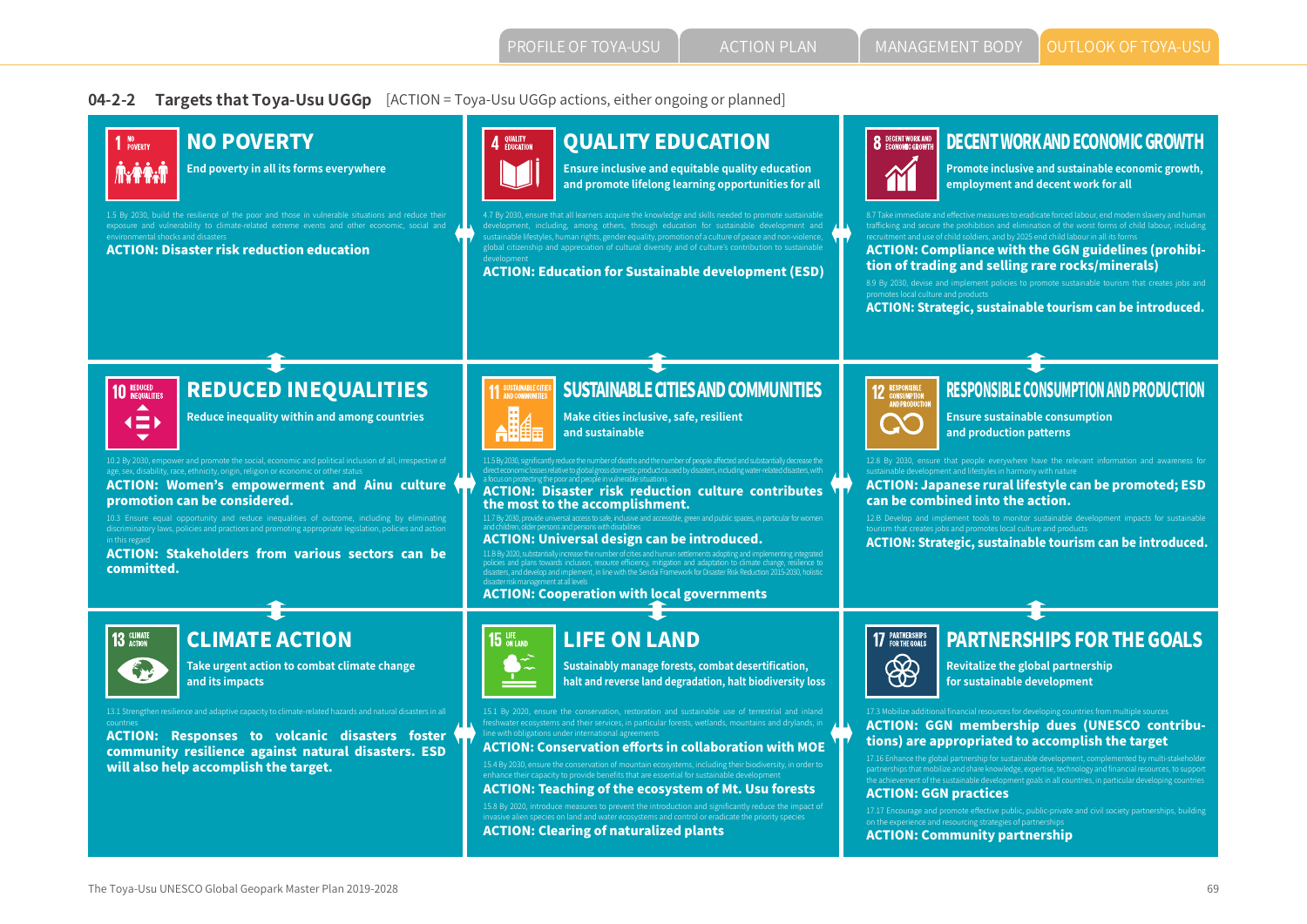## 04-2-2 Targets that Toya-Usu UGGp [ACTION = Toya-Usu UGGp actions, either ongoing or planned]

### NO POVERTY

**End poverty in all its forms everywhere**

1.5 By 2030, build the resilience of the poor and those in vulnerable situations and reduce their exposure and vulnerability to climate-related extreme events and other economic, social and environmental shocks and disasters

**ACTION: Disaster risk reduction education**

### QUALITY EDUCATION

**Ensure inclusive and equitable quality education and promote lifelong learning opportunities for all**

4.7 By 2030, ensure that all learners acquire the knowledge and skills needed to promote sustainable development, including, among others, through education for sustainable development and sustainable lifestyles, human rights, gender equality, promotion of a culture of peace and non-violence, global citizenship and appreciation of cultural diversity and of culture's contribution to sustainable development

**ACTION: Education for Sustainable development (ESD)**

### DECENT WORK AND ECONOMIC GROWTH

**Promote inclusive and sustainable economic growth, employment and decent work for all**

8.7 Take immediate and effective measures to eradicate forced labour, end modern slavery and human trafficking and secure the prohibition and elimination of the worst forms of child labour, including recruitment and use of child soldiers, and by 2025 end child labour in all its forms

**ACTION: Compliance with the GGN guidelines (prohibition of trading and selling rare rocks/minerals)**

8.9 By 2030, devise and implement policies to promote sustainable tourism that creates jobs and promotes local culture and products

**ACTION: Strategic, sustainable tourism can be introduced.**

### REDUCED INEQUALITIES

**Reduce inequality within and among countries**

10.2 By 2030, empower and promote the social, economic and political inclusion of all, irrespective of age, sex, disability, race, ethnicity, origin, religion or economic or other status

**ACTION: Women's empowerment and Ainu culture promotion can be considered.**

10.3 Ensure equal opportunity and reduce inequalities of outcome, including by eliminating discriminatory laws, policies and practices and promoting appropriate legislation, policies and action in this regard

**ACTION: Stakeholders from various sectors can be committed.**

### SUSTAINABLE CITIES AND COMMUNITIES

**Make cities inclusive, safe, resilient and sustainable**

11.5 By 2030, significantly reduce the number of deaths and the number of people affected and substantially decrease the direct economic losses relative to global gross domestic product caused by disasters, including water-related disasters, with a focus on protecting the poor and people in vulnerable situations

**ACTION: Disaster risk reduction culture contributes the most to the accomplishment.**

11.7 By 2030, provide universal access to safe, inclusive and accessible, green and public spaces, in particular for women and children, older persons and persons with disabilities

**ACTION: Universal design can be introduced.**

11.B By 2020, substantially increase the number of cities and human settlements adopting and implementing integrated policies and plans towards inclusion, resource efficiency, mitigation and adaptation to climate change, resilience to disasters, and develop and implement, in line with the Sendai Framework for Disaster Risk Reduction 2015-2030, holistic disaster risk management at all levels

**ACTION: Cooperation with local governments**

### RESPONSIBLE CONSUMPTION AND PRODUCTION

**Ensure sustainable consumption and production patterns**

12.8 By 2030, ensure that people everywhere have the relevant information and awareness for sustainable development and lifestyles in harmony with nature

**ACTION: Japanese rural lifestyle can be promoted; ESD can be combined into the action.**

12.B Develop and implement tools to monitor sustainable development impacts for sustainable tourism that creates jobs and promotes local culture and products

**ACTION: Strategic, sustainable tourism can be introduced.**

### CLIMATE ACTION

**Take urgent action to combat climate change and its impacts**

13.1 Strengthen resilience and adaptive capacity to climate-related hazards and natural disasters in all countries

**ACTION: Responses to volcanic disasters foster community resilience against natural disasters. ESD will also help accomplish the target.**

### LIFE ON LAND

**Sustainably manage forests, combat desertification, halt and reverse land degradation, halt biodiversity loss**

15.1 By 2020, ensure the conservation, restoration and sustainable use of terrestrial and inland freshwater ecosystems and their services, in particular forests, wetlands, mountains and drylands, in line with obligations under international agreements

**ACTION: Conservation efforts in collaboration with MOE**

15.4 By 2030, ensure the conservation of mountain ecosystems, including their biodiversity, in order to enhance their capacity to provide benefits that are essential for sustainable development

**ACTION: Teaching of the ecosystem of Mt. Usu forests**

15.8 By 2020, introduce measures to prevent the introduction and significantly reduce the impact of invasive alien species on land and water ecosystems and control or eradicate the priority species

**ACTION: Clearing of naturalized plants**

### PARTNERSHIPS FOR THE GOALS

**Revitalize the global partnership for sustainable development**

17.3 Mobilize additional financial resources for developing countries from multiple sources

**ACTION: GGN membership dues (UNESCO contributions) are appropriated to accomplish the target**

17.16 Enhance the global partnership for sustainable development, complemented by multi-stakeholder partnerships that mobilize and share knowledge, expertise, technology and financial resources, to support the achievement of the sustainable development goals in all countries, in particular developing countries

**ACTION: GGN practices**

17.17 Encourage and promote effective public, public-private and civil society partnerships, building on the experience and resourcing strategies of partnerships

**ACTION: Community partnership**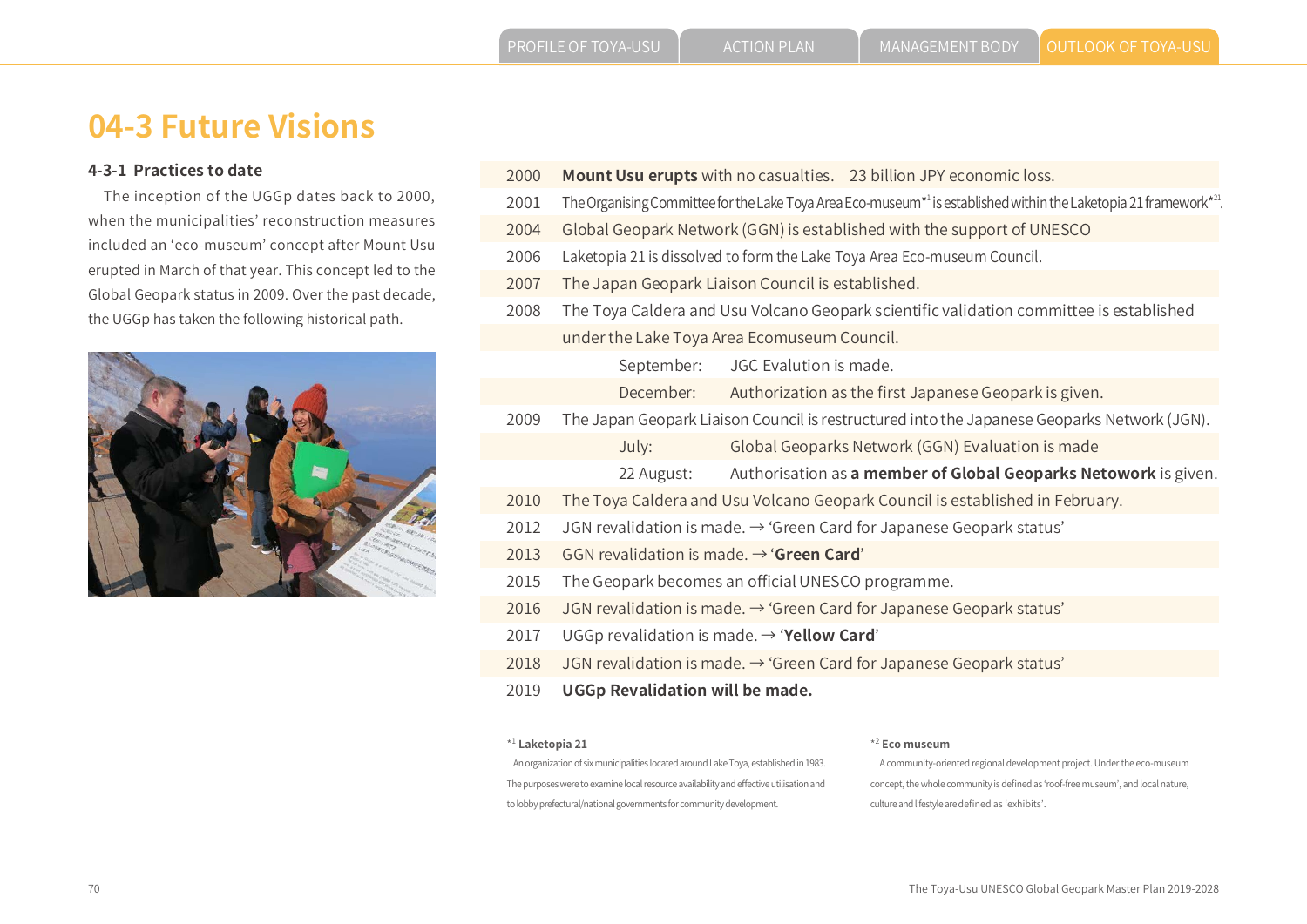# 04-3 Future Visions

### 4-3-1 Practices to date

The inception of the UGGp dates back to 2000, when the municipalities' reconstruction measures included an 'eco-museum' concept after Mount Usu erupted in March of that year. This concept led to the Global Geopark status in 2009. Over the past decade, the UGGp has taken the following historical path.

| Year | | |
|---|---|---|
| 2000 | **Mount Usu erupts** with no casualties. 23 billion JPY economic loss. | |
| 2001 | The Organising Committee for the Lake Toya Area Eco-museum*[1] is established within the Laketopia 21 framework*[2]. | |
| 2004 | Global Geopark Network (GGN) is established with the support of UNESCO | |
| 2006 | Laketopia 21 is dissolved to form the Lake Toya Area Eco-museum Council. | |
| 2007 | The Japan Geopark Liaison Council is established. | |
| 2008 | The Toya Caldera and Usu Volcano Geopark scientific validation committee is established under the Lake Toya Area Ecomuseum Council. | |
| | September: | JGC Evalution is made. |
| | December: | Authorization as the first Japanese Geopark is given. |
| 2009 | The Japan Geopark Liaison Council is restructured into the Japanese Geoparks Network (JGN). | |
| | July: | Global Geoparks Network (GGN) Evaluation is made |
| | 22 August: | Authorisation as **a member of Global Geoparks Netowork** is given. |
| 2010 | The Toya Caldera and Usu Volcano Geopark Council is established in February. | |
| 2012 | JGN revalidation is made. → 'Green Card for Japanese Geopark status' | |
| 2013 | GGN revalidation is made. → '**Green Card**' | |
| 2015 | The Geopark becomes an official UNESCO programme. | |
| 2016 | JGN revalidation is made. → 'Green Card for Japanese Geopark status' | |
| 2017 | UGGp revalidation is made. → '**Yellow Card**' | |
| 2018 | JGN revalidation is made. → 'Green Card for Japanese Geopark status' | |
| 2019 | **UGGp Revalidation will be made.** | |

*[1] **Laketopia 21**
An organization of six municipalities located around Lake Toya, established in 1983. The purposes were to examine local resource availability and effective utilisation and to lobby prefectural/national governments for community development.

*[2] **Eco museum**
A community-oriented regional development project. Under the eco-museum concept, the whole community is defined as 'roof-free museum', and local nature, culture and lifestyle are defined as 'exhibits'.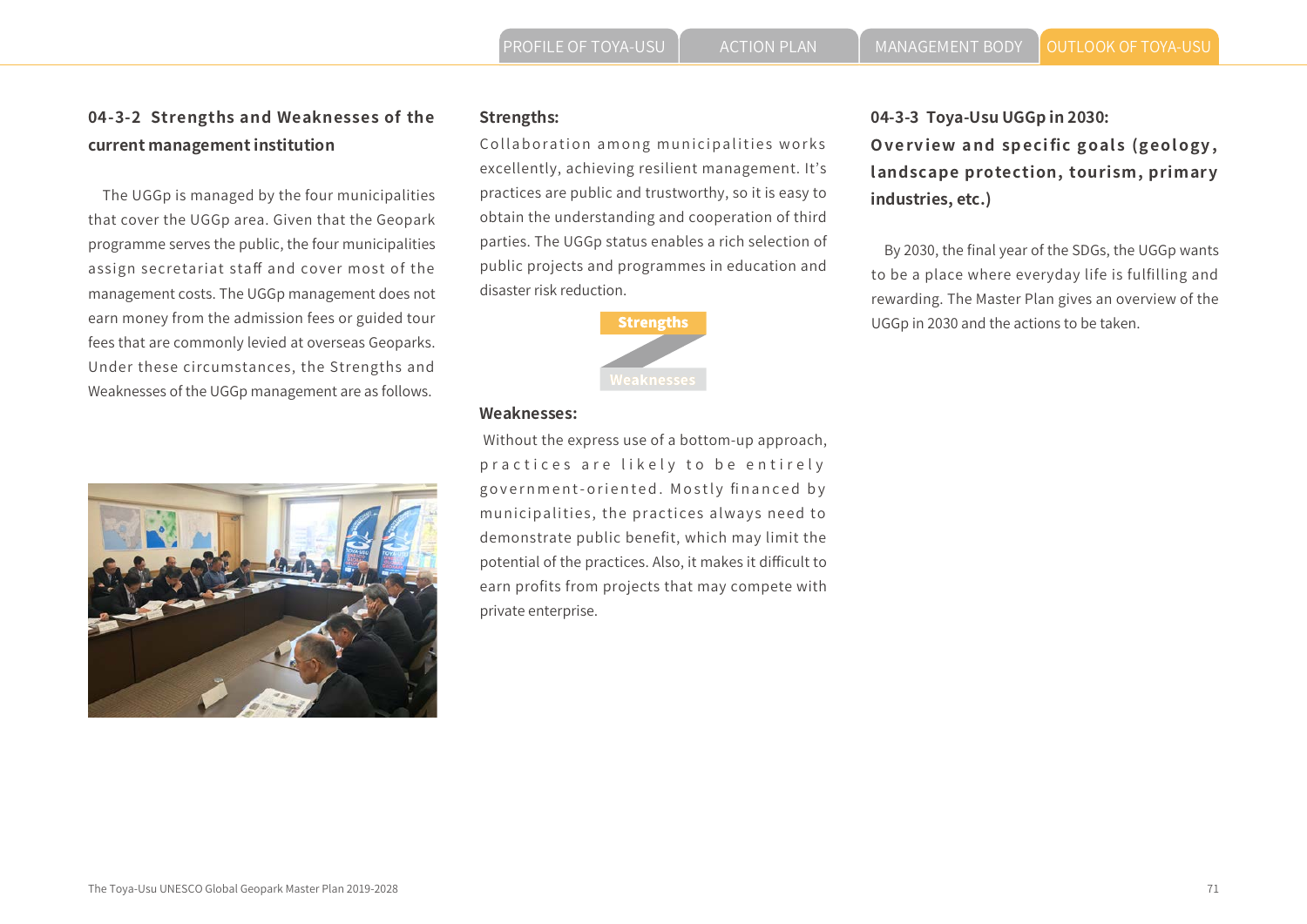### 04-3-2 Strengths and Weaknesses of the current management institution

The UGGp is managed by the four municipalities that cover the UGGp area. Given that the Geopark programme serves the public, the four municipalities assign secretariat staff and cover most of the management costs. The UGGp management does not earn money from the admission fees or guided tour fees that are commonly levied at overseas Geoparks. Under these circumstances, the Strengths and Weaknesses of the UGGp management are as follows.

**Strengths:**

Collaboration among municipalities works excellently, achieving resilient management. It's practices are public and trustworthy, so it is easy to obtain the understanding and cooperation of third parties. The UGGp status enables a rich selection of public projects and programmes in education and disaster risk reduction.

Strengths

Weaknesses

**Weaknesses:**

Without the express use of a bottom-up approach, practices are likely to be entirely government-oriented. Mostly financed by municipalities, the practices always need to demonstrate public benefit, which may limit the potential of the practices. Also, it makes it difficult to earn profits from projects that may compete with private enterprise.

### 04-3-3 Toya-Usu UGGp in 2030: Overview and specific goals (geology, landscape protection, tourism, primary industries, etc.)

By 2030, the final year of the SDGs, the UGGp wants to be a place where everyday life is fulfilling and rewarding. The Master Plan gives an overview of the UGGp in 2030 and the actions to be taken.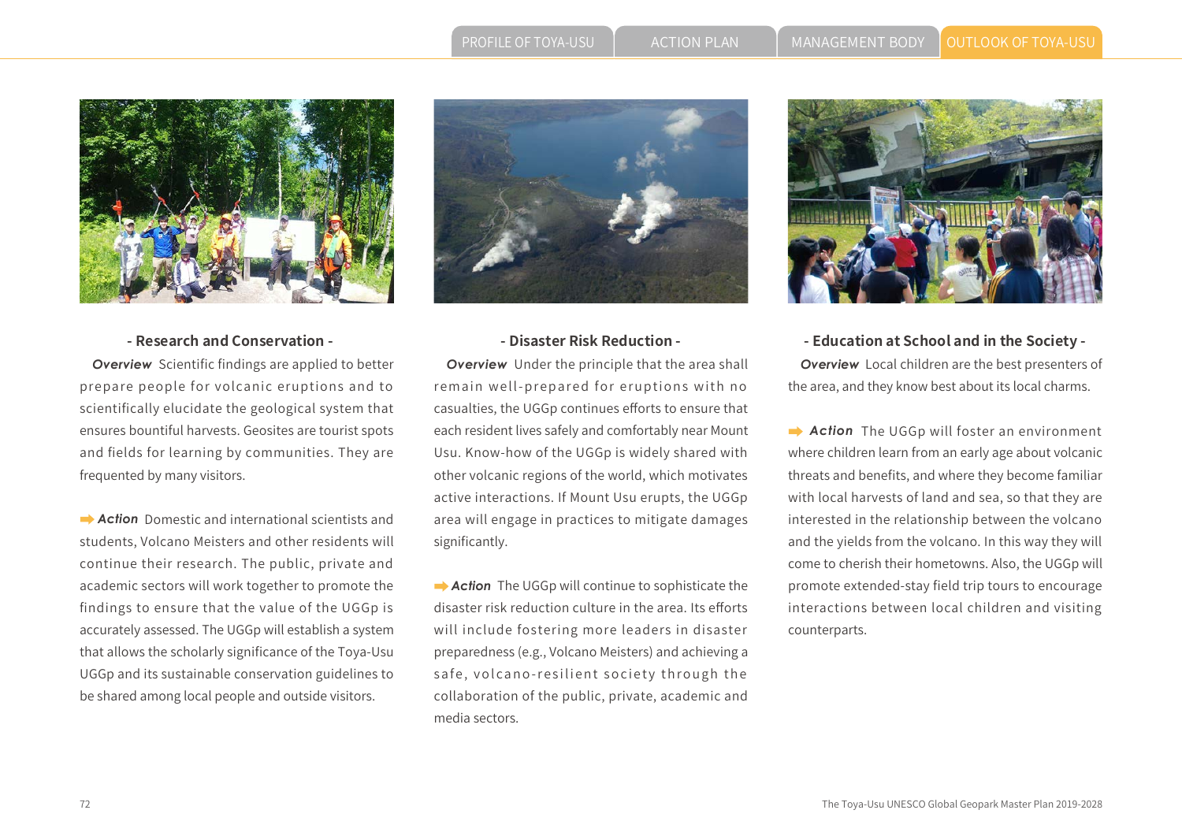### - Research and Conservation -

***Overview*** Scientific findings are applied to better prepare people for volcanic eruptions and to scientifically elucidate the geological system that ensures bountiful harvests. Geosites are tourist spots and fields for learning by communities. They are frequented by many visitors.

➡ ***Action*** Domestic and international scientists and students, Volcano Meisters and other residents will continue their research. The public, private and academic sectors will work together to promote the findings to ensure that the value of the UGGp is accurately assessed. The UGGp will establish a system that allows the scholarly significance of the Toya-Usu UGGp and its sustainable conservation guidelines to be shared among local people and outside visitors.

### - Disaster Risk Reduction -

***Overview*** Under the principle that the area shall remain well-prepared for eruptions with no casualties, the UGGp continues efforts to ensure that each resident lives safely and comfortably near Mount Usu. Know-how of the UGGp is widely shared with other volcanic regions of the world, which motivates active interactions. If Mount Usu erupts, the UGGp area will engage in practices to mitigate damages significantly.

➡ ***Action*** The UGGp will continue to sophisticate the disaster risk reduction culture in the area. Its efforts will include fostering more leaders in disaster preparedness (e.g., Volcano Meisters) and achieving a safe, volcano-resilient society through the collaboration of the public, private, academic and media sectors.

### - Education at School and in the Society -

***Overview*** Local children are the best presenters of the area, and they know best about its local charms.

➡ ***Action*** The UGGp will foster an environment where children learn from an early age about volcanic threats and benefits, and where they become familiar with local harvests of land and sea, so that they are interested in the relationship between the volcano and the yields from the volcano. In this way they will come to cherish their hometowns. Also, the UGGp will promote extended-stay field trip tours to encourage interactions between local children and visiting counterparts.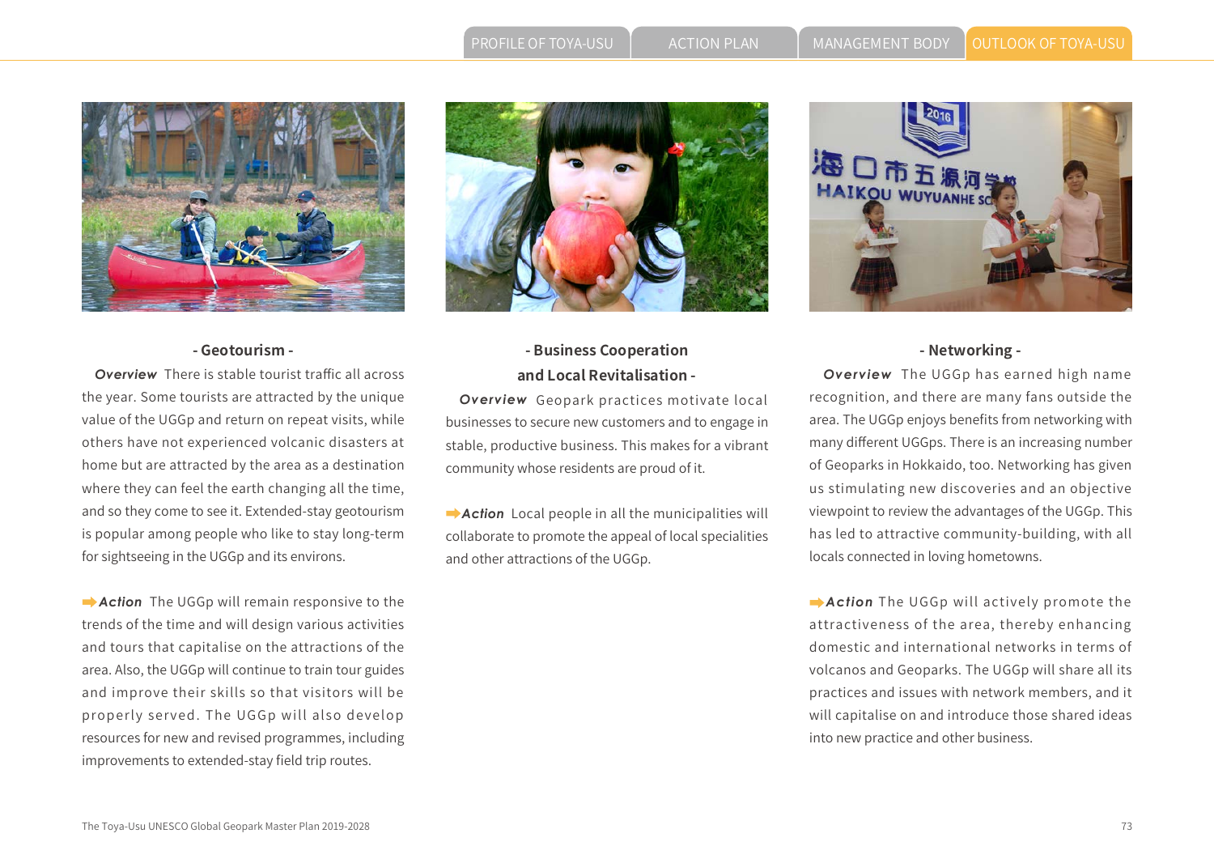### - Geotourism -

***Overview*** There is stable tourist traffic all across the year. Some tourists are attracted by the unique value of the UGGp and return on repeat visits, while others have not experienced volcanic disasters at home but are attracted by the area as a destination where they can feel the earth changing all the time, and so they come to see it. Extended-stay geotourism is popular among people who like to stay long-term for sightseeing in the UGGp and its environs.

➡***Action*** The UGGp will remain responsive to the trends of the time and will design various activities and tours that capitalise on the attractions of the area. Also, the UGGp will continue to train tour guides and improve their skills so that visitors will be properly served. The UGGp will also develop resources for new and revised programmes, including improvements to extended-stay field trip routes.

### - Business Cooperation and Local Revitalisation -

***Overview*** Geopark practices motivate local businesses to secure new customers and to engage in stable, productive business. This makes for a vibrant community whose residents are proud of it.

➡***Action*** Local people in all the municipalities will collaborate to promote the appeal of local specialities and other attractions of the UGGp.

### - Networking -

***Overview*** The UGGp has earned high name recognition, and there are many fans outside the area. The UGGp enjoys benefits from networking with many different UGGps. There is an increasing number of Geoparks in Hokkaido, too. Networking has given us stimulating new discoveries and an objective viewpoint to review the advantages of the UGGp. This has led to attractive community-building, with all locals connected in loving hometowns.

➡***Action*** The UGGp will actively promote the attractiveness of the area, thereby enhancing domestic and international networks in terms of volcanos and Geoparks. The UGGp will share all its practices and issues with network members, and it will capitalise on and introduce those shared ideas into new practice and other business.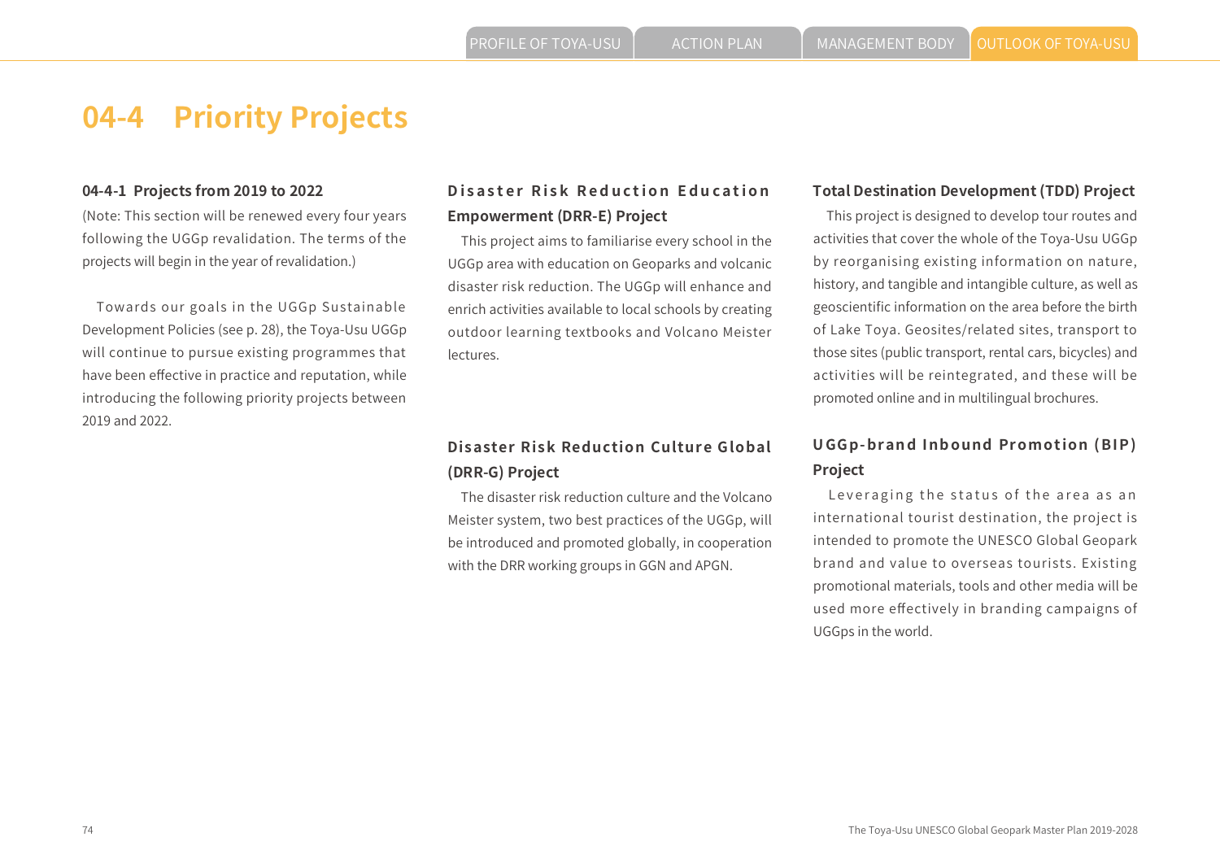## 04-4 Priority Projects

### 04-4-1 Projects from 2019 to 2022

(Note: This section will be renewed every four years following the UGGp revalidation. The terms of the projects will begin in the year of revalidation.)

Towards our goals in the UGGp Sustainable Development Policies (see p. 28), the Toya-Usu UGGp will continue to pursue existing programmes that have been effective in practice and reputation, while introducing the following priority projects between 2019 and 2022.

#### Disaster Risk Reduction Education Empowerment (DRR-E) Project

This project aims to familiarise every school in the UGGp area with education on Geoparks and volcanic disaster risk reduction. The UGGp will enhance and enrich activities available to local schools by creating outdoor learning textbooks and Volcano Meister lectures.

#### Disaster Risk Reduction Culture Global (DRR-G) Project

The disaster risk reduction culture and the Volcano Meister system, two best practices of the UGGp, will be introduced and promoted globally, in cooperation with the DRR working groups in GGN and APGN.

#### Total Destination Development (TDD) Project

This project is designed to develop tour routes and activities that cover the whole of the Toya-Usu UGGp by reorganising existing information on nature, history, and tangible and intangible culture, as well as geoscientific information on the area before the birth of Lake Toya. Geosites/related sites, transport to those sites (public transport, rental cars, bicycles) and activities will be reintegrated, and these will be promoted online and in multilingual brochures.

#### UGGp-brand Inbound Promotion (BIP) Project

Leveraging the status of the area as an international tourist destination, the project is intended to promote the UNESCO Global Geopark brand and value to overseas tourists. Existing promotional materials, tools and other media will be used more effectively in branding campaigns of UGGps in the world.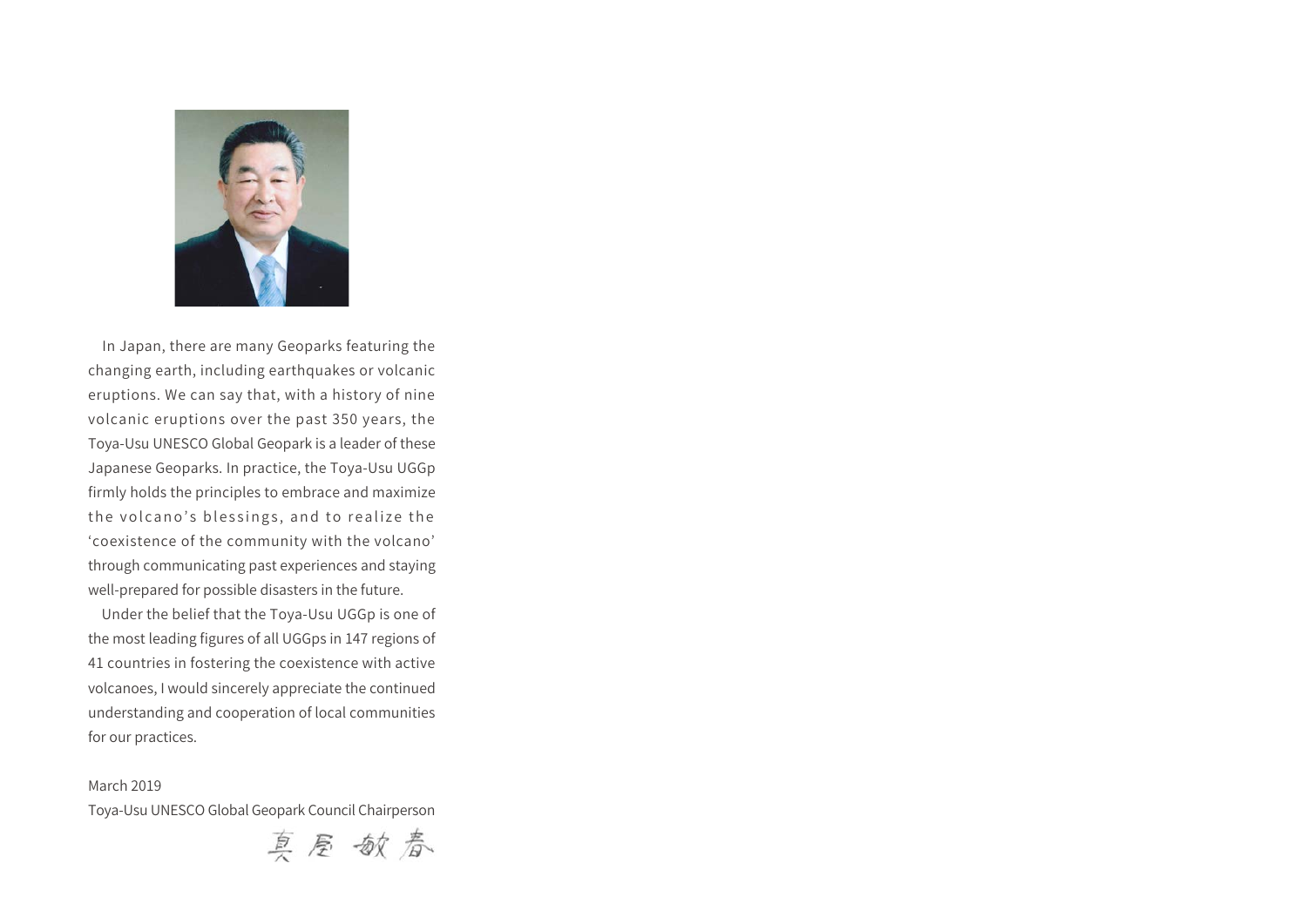In Japan, there are many Geoparks featuring the changing earth, including earthquakes or volcanic eruptions. We can say that, with a history of nine volcanic eruptions over the past 350 years, the Toya-Usu UNESCO Global Geopark is a leader of these Japanese Geoparks. In practice, the Toya-Usu UGGp firmly holds the principles to embrace and maximize the volcano's blessings, and to realize the 'coexistence of the community with the volcano' through communicating past experiences and staying well-prepared for possible disasters in the future.

Under the belief that the Toya-Usu UGGp is one of the most leading figures of all UGGps in 147 regions of 41 countries in fostering the coexistence with active volcanoes, I would sincerely appreciate the continued understanding and cooperation of local communities for our practices.

March 2019

Toya-Usu UNESCO Global Geopark Council Chairperson

真屋 敏春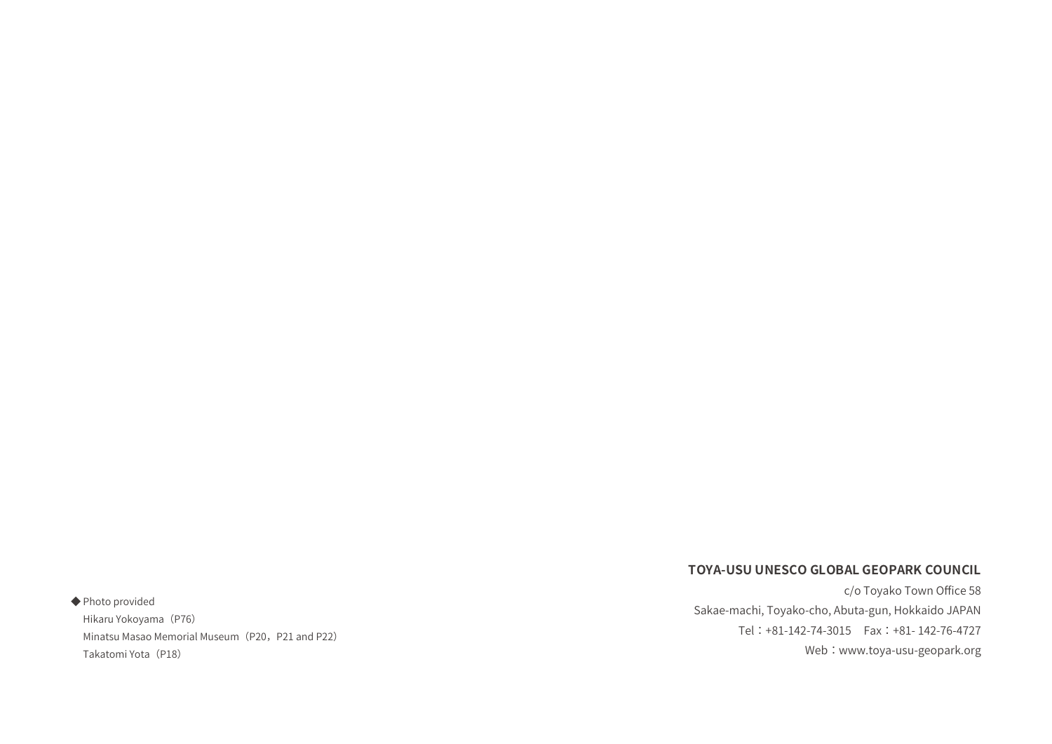◆ Photo provided
Hikaru Yokoyama（P76）
Minatsu Masao Memorial Museum（P20，P21 and P22）
Takatomi Yota（P18）

**TOYA-USU UNESCO GLOBAL GEOPARK COUNCIL**

c/o Toyako Town Office 58
Sakae-machi, Toyako-cho, Abuta-gun, Hokkaido JAPAN
Tel：+81-142-74-3015　Fax：+81- 142-76-4727
Web：www.toya-usu-geopark.org